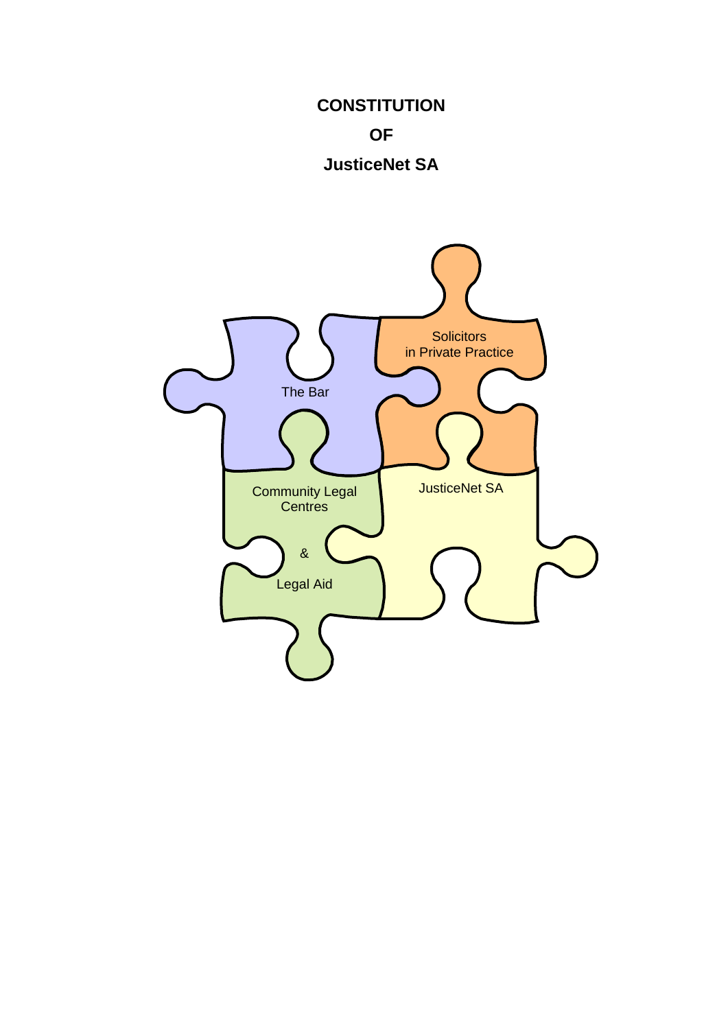# CONSTITUTION

# OF

# JusticeNet SA

Solicitors in Private Practice

The Bar

Community Legal Centres

&

Legal Aid

JusticeNet SA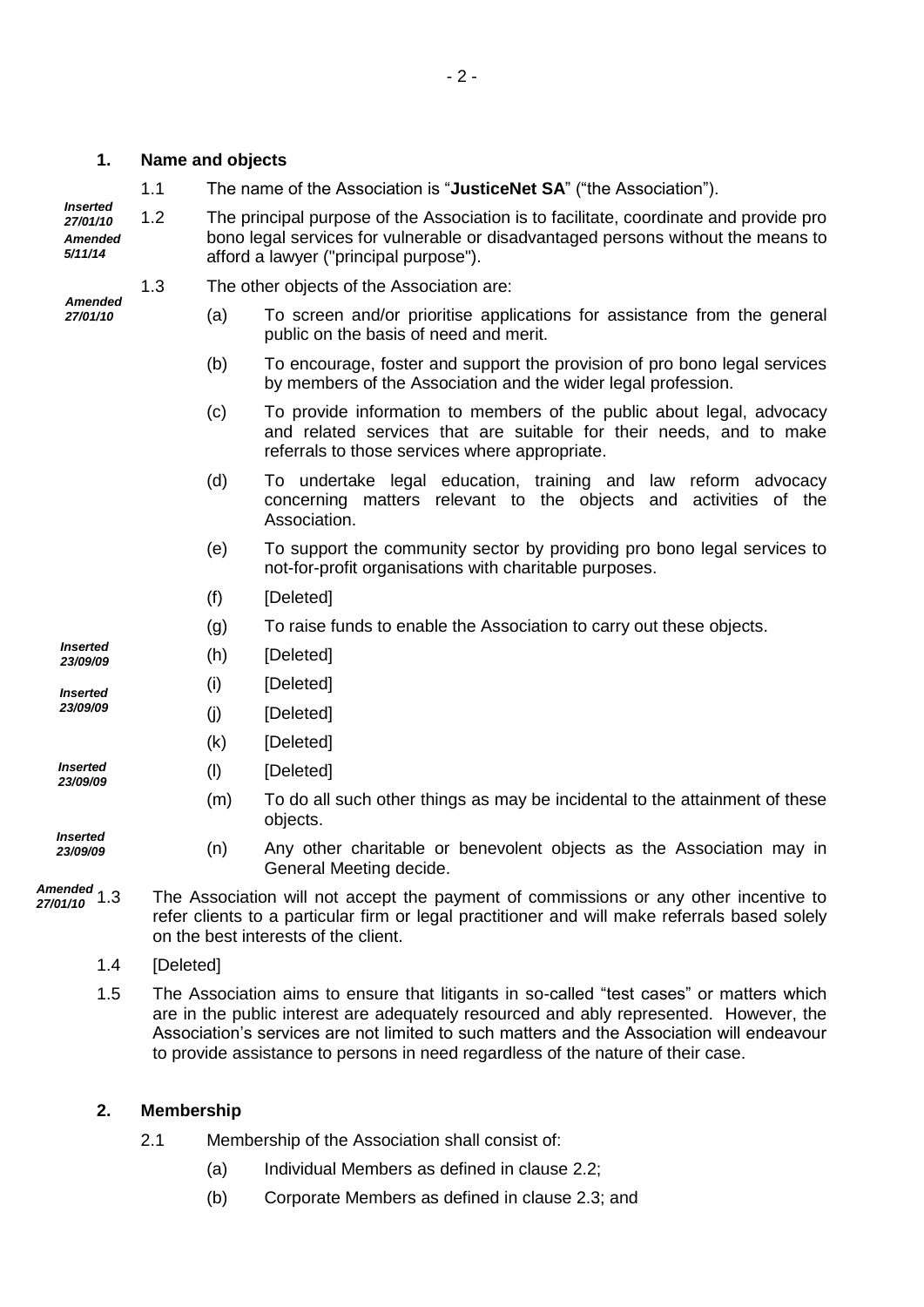## 1. Name and objects

1.1 The name of the Association is "**JusticeNet SA**" ("the Association").

*Inserted 27/01/10 Amended 5/11/14*

1.2 The principal purpose of the Association is to facilitate, coordinate and provide pro bono legal services for vulnerable or disadvantaged persons without the means to afford a lawyer ("principal purpose").

*Amended 27/01/10*

1.3 The other objects of the Association are:

(a) To screen and/or prioritise applications for assistance from the general public on the basis of need and merit.

(b) To encourage, foster and support the provision of pro bono legal services by members of the Association and the wider legal profession.

(c) To provide information to members of the public about legal, advocacy and related services that are suitable for their needs, and to make referrals to those services where appropriate.

(d) To undertake legal education, training and law reform advocacy concerning matters relevant to the objects and activities of the Association.

(e) To support the community sector by providing pro bono legal services to not-for-profit organisations with charitable purposes.

(f) [Deleted]

(g) To raise funds to enable the Association to carry out these objects.

*Inserted 23/09/09*

(h) [Deleted]

*Inserted 23/09/09*

(i) [Deleted]

(j) [Deleted]

(k) [Deleted]

*Inserted 23/09/09*

(l) [Deleted]

(m) To do all such other things as may be incidental to the attainment of these objects.

*Inserted 23/09/09*

(n) Any other charitable or benevolent objects as the Association may in General Meeting decide.

*Amended 27/01/10*

1.3 The Association will not accept the payment of commissions or any other incentive to refer clients to a particular firm or legal practitioner and will make referrals based solely on the best interests of the client.

1.4 [Deleted]

1.5 The Association aims to ensure that litigants in so-called "test cases" or matters which are in the public interest are adequately resourced and ably represented. However, the Association's services are not limited to such matters and the Association will endeavour to provide assistance to persons in need regardless of the nature of their case.

## 2. Membership

2.1 Membership of the Association shall consist of:

(a) Individual Members as defined in clause 2.2;

(b) Corporate Members as defined in clause 2.3; and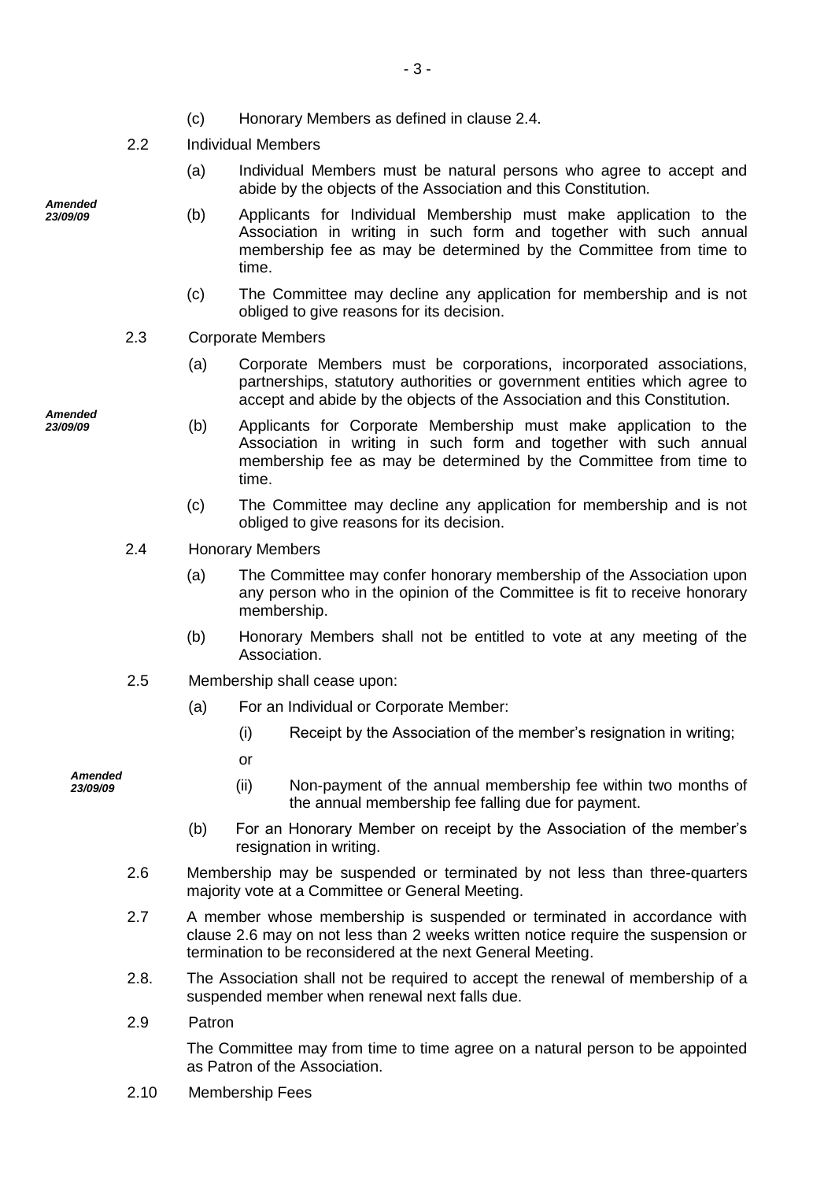(c) Honorary Members as defined in clause 2.4.

2.2 Individual Members

(a) Individual Members must be natural persons who agree to accept and abide by the objects of the Association and this Constitution.

*Amended 23/09/09*

(b) Applicants for Individual Membership must make application to the Association in writing in such form and together with such annual membership fee as may be determined by the Committee from time to time.

(c) The Committee may decline any application for membership and is not obliged to give reasons for its decision.

2.3 Corporate Members

(a) Corporate Members must be corporations, incorporated associations, partnerships, statutory authorities or government entities which agree to accept and abide by the objects of the Association and this Constitution.

*Amended 23/09/09*

(b) Applicants for Corporate Membership must make application to the Association in writing in such form and together with such annual membership fee as may be determined by the Committee from time to time.

(c) The Committee may decline any application for membership and is not obliged to give reasons for its decision.

2.4 Honorary Members

(a) The Committee may confer honorary membership of the Association upon any person who in the opinion of the Committee is fit to receive honorary membership.

(b) Honorary Members shall not be entitled to vote at any meeting of the Association.

2.5 Membership shall cease upon:

(a) For an Individual or Corporate Member:

(i) Receipt by the Association of the member's resignation in writing;

or

*Amended 23/09/09*

(ii) Non-payment of the annual membership fee within two months of the annual membership fee falling due for payment.

(b) For an Honorary Member on receipt by the Association of the member's resignation in writing.

2.6 Membership may be suspended or terminated by not less than three-quarters majority vote at a Committee or General Meeting.

2.7 A member whose membership is suspended or terminated in accordance with clause 2.6 may on not less than 2 weeks written notice require the suspension or termination to be reconsidered at the next General Meeting.

2.8. The Association shall not be required to accept the renewal of membership of a suspended member when renewal next falls due.

2.9 Patron

The Committee may from time to time agree on a natural person to be appointed as Patron of the Association.

2.10 Membership Fees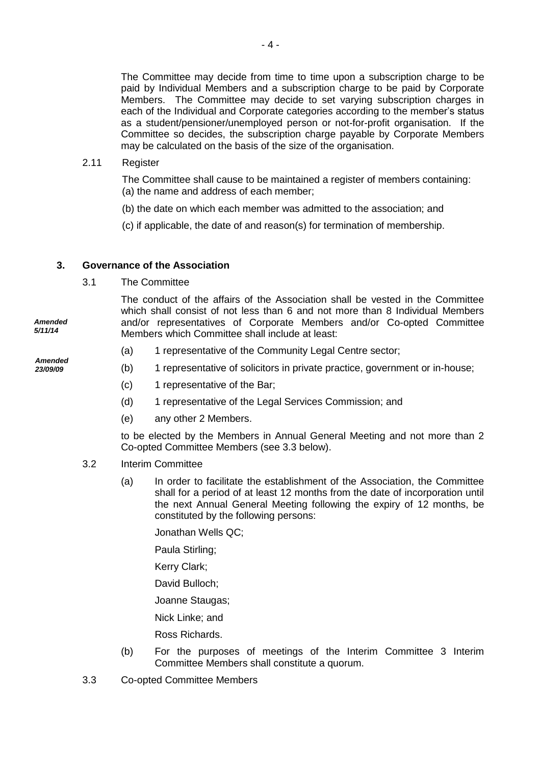The Committee may decide from time to time upon a subscription charge to be paid by Individual Members and a subscription charge to be paid by Corporate Members. The Committee may decide to set varying subscription charges in each of the Individual and Corporate categories according to the member's status as a student/pensioner/unemployed person or not-for-profit organisation. If the Committee so decides, the subscription charge payable by Corporate Members may be calculated on the basis of the size of the organisation.

2.11 Register

The Committee shall cause to be maintained a register of members containing:
(a) the name and address of each member;

(b) the date on which each member was admitted to the association; and

(c) if applicable, the date of and reason(s) for termination of membership.

## 3. Governance of the Association

3.1 The Committee

*Amended 5/11/14*

The conduct of the affairs of the Association shall be vested in the Committee which shall consist of not less than 6 and not more than 8 Individual Members and/or representatives of Corporate Members and/or Co-opted Committee Members which Committee shall include at least:

*Amended 23/09/09*

(a) 1 representative of the Community Legal Centre sector;

(b) 1 representative of solicitors in private practice, government or in-house;

(c) 1 representative of the Bar;

(d) 1 representative of the Legal Services Commission; and

(e) any other 2 Members.

to be elected by the Members in Annual General Meeting and not more than 2 Co-opted Committee Members (see 3.3 below).

3.2 Interim Committee

(a) In order to facilitate the establishment of the Association, the Committee shall for a period of at least 12 months from the date of incorporation until the next Annual General Meeting following the expiry of 12 months, be constituted by the following persons:

Jonathan Wells QC;

Paula Stirling;

Kerry Clark;

David Bulloch;

Joanne Staugas;

Nick Linke; and

Ross Richards.

(b) For the purposes of meetings of the Interim Committee 3 Interim Committee Members shall constitute a quorum.

3.3 Co-opted Committee Members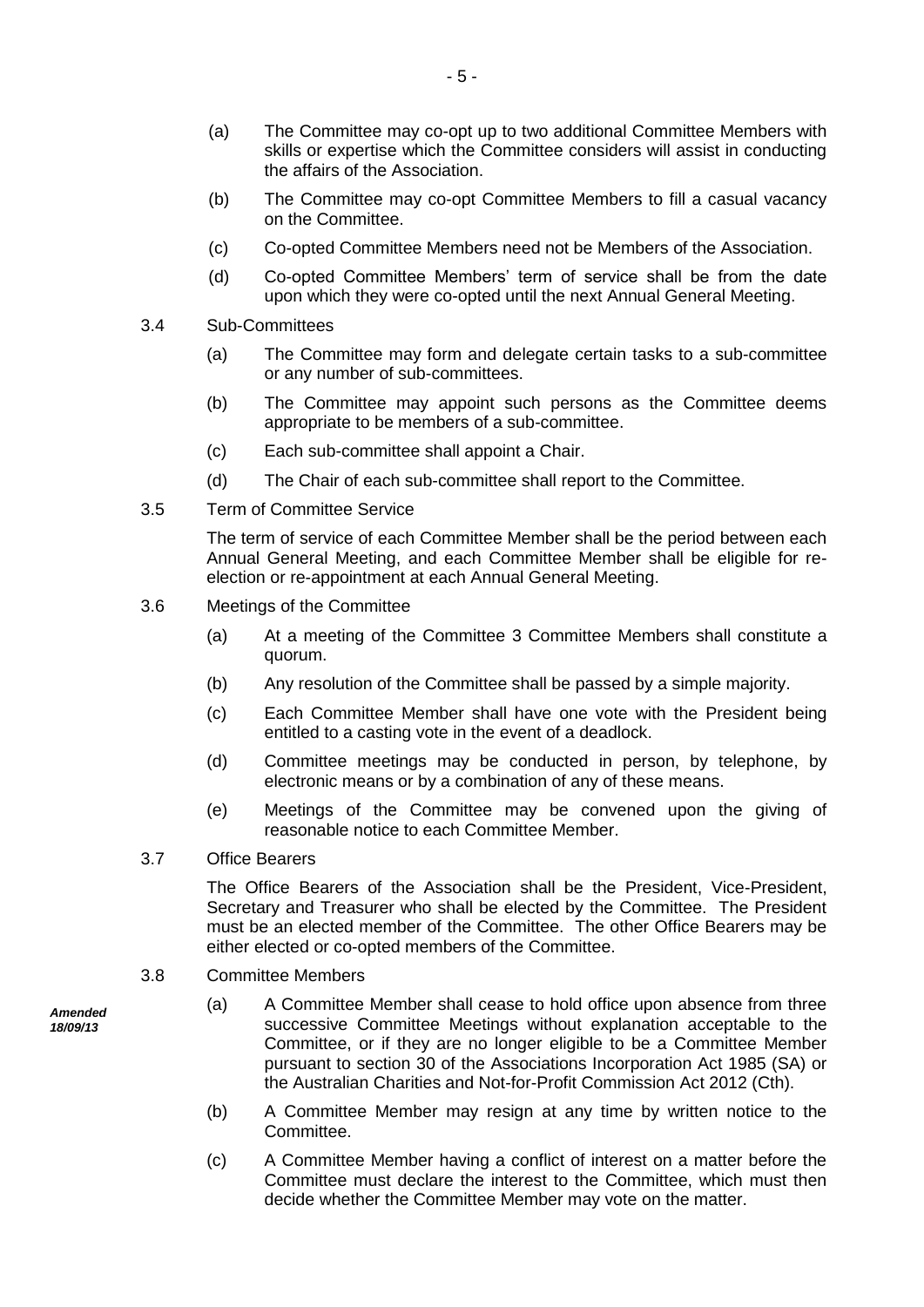(a) The Committee may co-opt up to two additional Committee Members with skills or expertise which the Committee considers will assist in conducting the affairs of the Association.

(b) The Committee may co-opt Committee Members to fill a casual vacancy on the Committee.

(c) Co-opted Committee Members need not be Members of the Association.

(d) Co-opted Committee Members' term of service shall be from the date upon which they were co-opted until the next Annual General Meeting.

3.4 Sub-Committees

(a) The Committee may form and delegate certain tasks to a sub-committee or any number of sub-committees.

(b) The Committee may appoint such persons as the Committee deems appropriate to be members of a sub-committee.

(c) Each sub-committee shall appoint a Chair.

(d) The Chair of each sub-committee shall report to the Committee.

3.5 Term of Committee Service

The term of service of each Committee Member shall be the period between each Annual General Meeting, and each Committee Member shall be eligible for re-election or re-appointment at each Annual General Meeting.

3.6 Meetings of the Committee

(a) At a meeting of the Committee 3 Committee Members shall constitute a quorum.

(b) Any resolution of the Committee shall be passed by a simple majority.

(c) Each Committee Member shall have one vote with the President being entitled to a casting vote in the event of a deadlock.

(d) Committee meetings may be conducted in person, by telephone, by electronic means or by a combination of any of these means.

(e) Meetings of the Committee may be convened upon the giving of reasonable notice to each Committee Member.

3.7 Office Bearers

The Office Bearers of the Association shall be the President, Vice-President, Secretary and Treasurer who shall be elected by the Committee. The President must be an elected member of the Committee. The other Office Bearers may be either elected or co-opted members of the Committee.

3.8 Committee Members

***Amended 18/09/13***

(a) A Committee Member shall cease to hold office upon absence from three successive Committee Meetings without explanation acceptable to the Committee, or if they are no longer eligible to be a Committee Member pursuant to section 30 of the Associations Incorporation Act 1985 (SA) or the Australian Charities and Not-for-Profit Commission Act 2012 (Cth).

(b) A Committee Member may resign at any time by written notice to the Committee.

(c) A Committee Member having a conflict of interest on a matter before the Committee must declare the interest to the Committee, which must then decide whether the Committee Member may vote on the matter.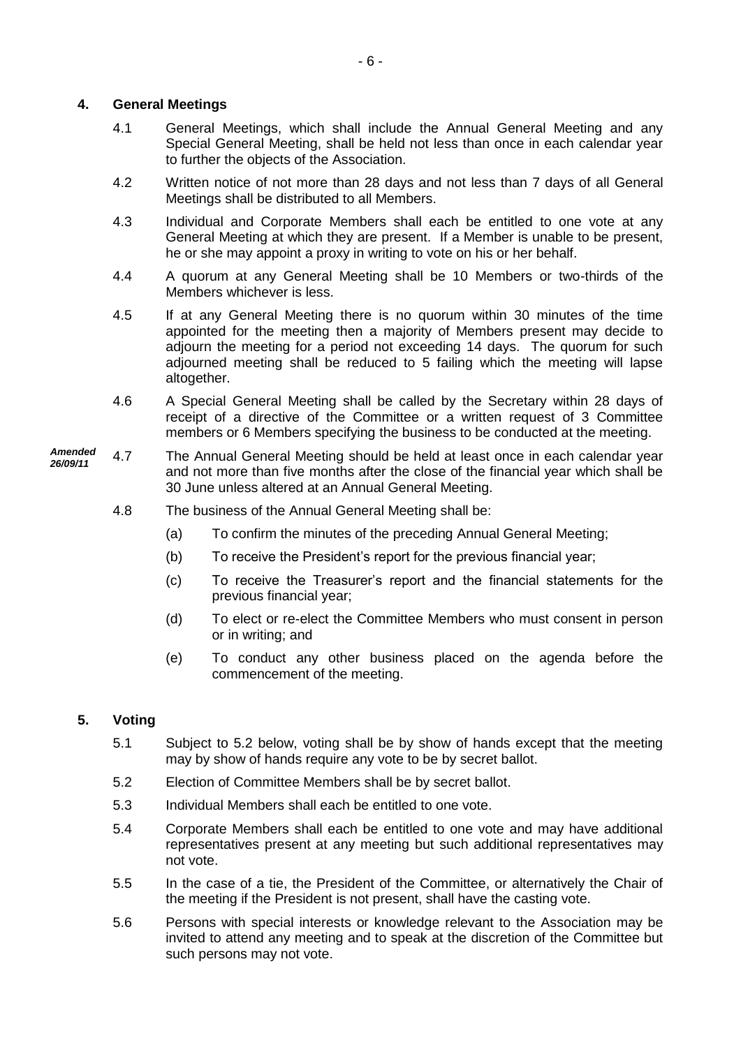## 4. General Meetings

4.1 General Meetings, which shall include the Annual General Meeting and any Special General Meeting, shall be held not less than once in each calendar year to further the objects of the Association.

4.2 Written notice of not more than 28 days and not less than 7 days of all General Meetings shall be distributed to all Members.

4.3 Individual and Corporate Members shall each be entitled to one vote at any General Meeting at which they are present. If a Member is unable to be present, he or she may appoint a proxy in writing to vote on his or her behalf.

4.4 A quorum at any General Meeting shall be 10 Members or two-thirds of the Members whichever is less.

4.5 If at any General Meeting there is no quorum within 30 minutes of the time appointed for the meeting then a majority of Members present may decide to adjourn the meeting for a period not exceeding 14 days. The quorum for such adjourned meeting shall be reduced to 5 failing which the meeting will lapse altogether.

4.6 A Special General Meeting shall be called by the Secretary within 28 days of receipt of a directive of the Committee or a written request of 3 Committee members or 6 Members specifying the business to be conducted at the meeting.

***Amended 26/09/11*** 4.7 The Annual General Meeting should be held at least once in each calendar year and not more than five months after the close of the financial year which shall be 30 June unless altered at an Annual General Meeting.

4.8 The business of the Annual General Meeting shall be:

(a) To confirm the minutes of the preceding Annual General Meeting;

(b) To receive the President's report for the previous financial year;

(c) To receive the Treasurer's report and the financial statements for the previous financial year;

(d) To elect or re-elect the Committee Members who must consent in person or in writing; and

(e) To conduct any other business placed on the agenda before the commencement of the meeting.

## 5. Voting

5.1 Subject to 5.2 below, voting shall be by show of hands except that the meeting may by show of hands require any vote to be by secret ballot.

5.2 Election of Committee Members shall be by secret ballot.

5.3 Individual Members shall each be entitled to one vote.

5.4 Corporate Members shall each be entitled to one vote and may have additional representatives present at any meeting but such additional representatives may not vote.

5.5 In the case of a tie, the President of the Committee, or alternatively the Chair of the meeting if the President is not present, shall have the casting vote.

5.6 Persons with special interests or knowledge relevant to the Association may be invited to attend any meeting and to speak at the discretion of the Committee but such persons may not vote.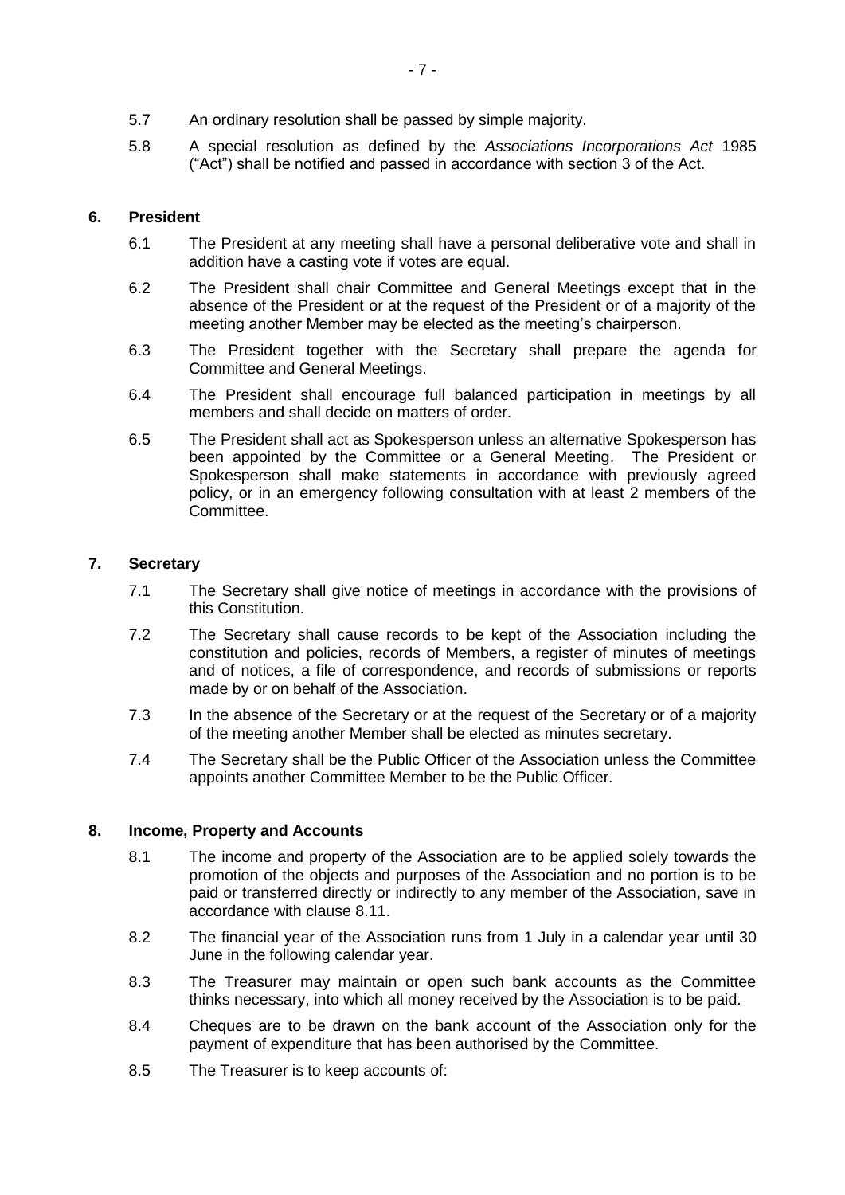5.7 An ordinary resolution shall be passed by simple majority.

5.8 A special resolution as defined by the *Associations Incorporations Act* 1985 ("Act") shall be notified and passed in accordance with section 3 of the Act.

## 6. President

6.1 The President at any meeting shall have a personal deliberative vote and shall in addition have a casting vote if votes are equal.

6.2 The President shall chair Committee and General Meetings except that in the absence of the President or at the request of the President or of a majority of the meeting another Member may be elected as the meeting's chairperson.

6.3 The President together with the Secretary shall prepare the agenda for Committee and General Meetings.

6.4 The President shall encourage full balanced participation in meetings by all members and shall decide on matters of order.

6.5 The President shall act as Spokesperson unless an alternative Spokesperson has been appointed by the Committee or a General Meeting. The President or Spokesperson shall make statements in accordance with previously agreed policy, or in an emergency following consultation with at least 2 members of the Committee.

## 7. Secretary

7.1 The Secretary shall give notice of meetings in accordance with the provisions of this Constitution.

7.2 The Secretary shall cause records to be kept of the Association including the constitution and policies, records of Members, a register of minutes of meetings and of notices, a file of correspondence, and records of submissions or reports made by or on behalf of the Association.

7.3 In the absence of the Secretary or at the request of the Secretary or of a majority of the meeting another Member shall be elected as minutes secretary.

7.4 The Secretary shall be the Public Officer of the Association unless the Committee appoints another Committee Member to be the Public Officer.

## 8. Income, Property and Accounts

8.1 The income and property of the Association are to be applied solely towards the promotion of the objects and purposes of the Association and no portion is to be paid or transferred directly or indirectly to any member of the Association, save in accordance with clause 8.11.

8.2 The financial year of the Association runs from 1 July in a calendar year until 30 June in the following calendar year.

8.3 The Treasurer may maintain or open such bank accounts as the Committee thinks necessary, into which all money received by the Association is to be paid.

8.4 Cheques are to be drawn on the bank account of the Association only for the payment of expenditure that has been authorised by the Committee.

8.5 The Treasurer is to keep accounts of: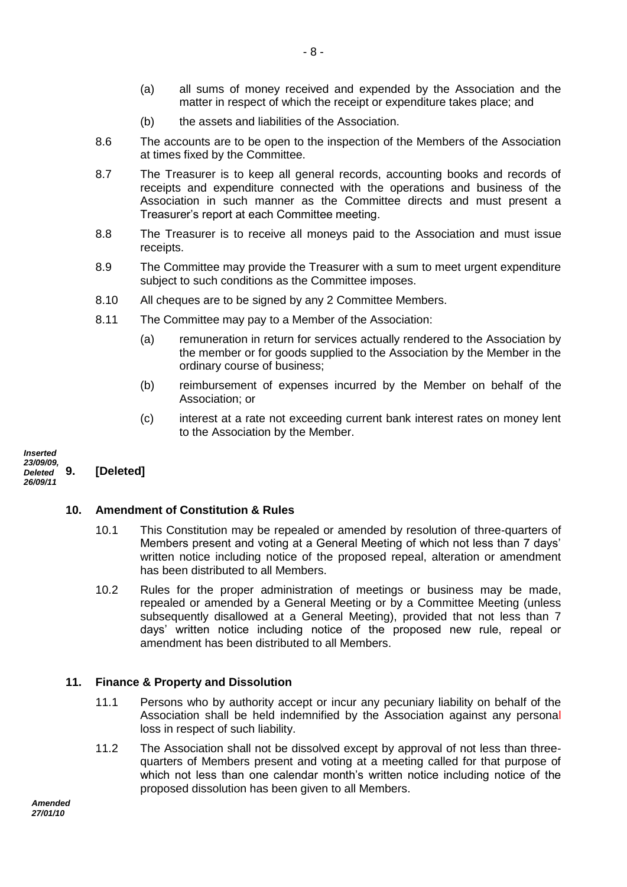(a) all sums of money received and expended by the Association and the matter in respect of which the receipt or expenditure takes place; and

(b) the assets and liabilities of the Association.

8.6 The accounts are to be open to the inspection of the Members of the Association at times fixed by the Committee.

8.7 The Treasurer is to keep all general records, accounting books and records of receipts and expenditure connected with the operations and business of the Association in such manner as the Committee directs and must present a Treasurer's report at each Committee meeting.

8.8 The Treasurer is to receive all moneys paid to the Association and must issue receipts.

8.9 The Committee may provide the Treasurer with a sum to meet urgent expenditure subject to such conditions as the Committee imposes.

8.10 All cheques are to be signed by any 2 Committee Members.

8.11 The Committee may pay to a Member of the Association:

(a) remuneration in return for services actually rendered to the Association by the member or for goods supplied to the Association by the Member in the ordinary course of business;

(b) reimbursement of expenses incurred by the Member on behalf of the Association; or

(c) interest at a rate not exceeding current bank interest rates on money lent to the Association by the Member.

***Inserted 23/09/09, Deleted 26/09/11***

## 9. [Deleted]

## 10. Amendment of Constitution & Rules

10.1 This Constitution may be repealed or amended by resolution of three-quarters of Members present and voting at a General Meeting of which not less than 7 days' written notice including notice of the proposed repeal, alteration or amendment has been distributed to all Members.

10.2 Rules for the proper administration of meetings or business may be made, repealed or amended by a General Meeting or by a Committee Meeting (unless subsequently disallowed at a General Meeting), provided that not less than 7 days' written notice including notice of the proposed new rule, repeal or amendment has been distributed to all Members.

## 11. Finance & Property and Dissolution

11.1 Persons who by authority accept or incur any pecuniary liability on behalf of the Association shall be held indemnified by the Association against any personal loss in respect of such liability.

11.2 The Association shall not be dissolved except by approval of not less than three-quarters of Members present and voting at a meeting called for that purpose of which not less than one calendar month's written notice including notice of the proposed dissolution has been given to all Members.

***Amended 27/01/10***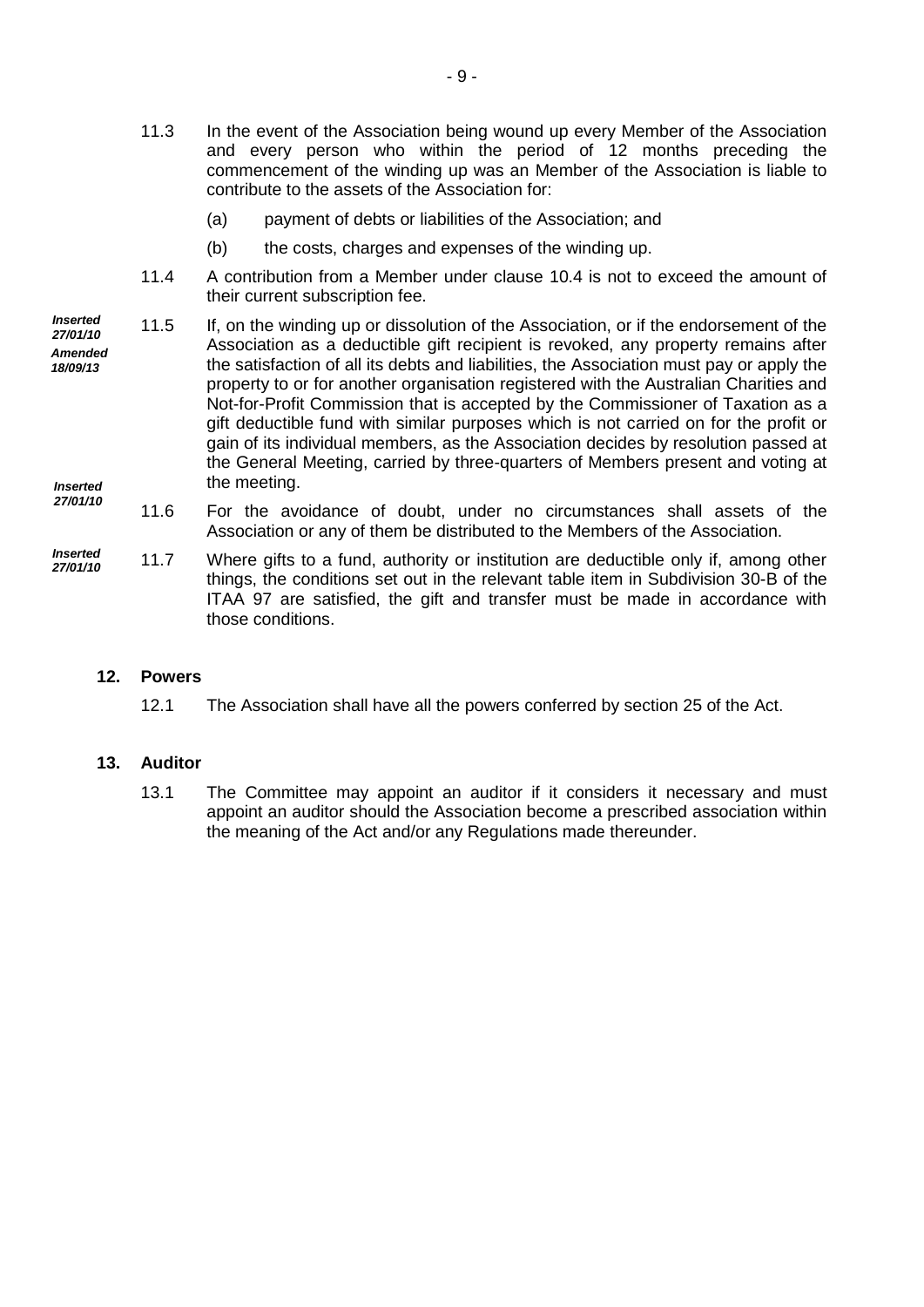11.3 In the event of the Association being wound up every Member of the Association and every person who within the period of 12 months preceding the commencement of the winding up was an Member of the Association is liable to contribute to the assets of the Association for:

(a) payment of debts or liabilities of the Association; and

(b) the costs, charges and expenses of the winding up.

11.4 A contribution from a Member under clause 10.4 is not to exceed the amount of their current subscription fee.

*Inserted 27/01/10*
*Amended 18/09/13*

11.5 If, on the winding up or dissolution of the Association, or if the endorsement of the Association as a deductible gift recipient is revoked, any property remains after the satisfaction of all its debts and liabilities, the Association must pay or apply the property to or for another organisation registered with the Australian Charities and Not-for-Profit Commission that is accepted by the Commissioner of Taxation as a gift deductible fund with similar purposes which is not carried on for the profit or gain of its individual members, as the Association decides by resolution passed at the General Meeting, carried by three-quarters of Members present and voting at the meeting.

*Inserted 27/01/10*

11.6 For the avoidance of doubt, under no circumstances shall assets of the Association or any of them be distributed to the Members of the Association.

*Inserted 27/01/10*

11.7 Where gifts to a fund, authority or institution are deductible only if, among other things, the conditions set out in the relevant table item in Subdivision 30-B of the ITAA 97 are satisfied, the gift and transfer must be made in accordance with those conditions.

## 12. Powers

12.1 The Association shall have all the powers conferred by section 25 of the Act.

## 13. Auditor

13.1 The Committee may appoint an auditor if it considers it necessary and must appoint an auditor should the Association become a prescribed association within the meaning of the Act and/or any Regulations made thereunder.